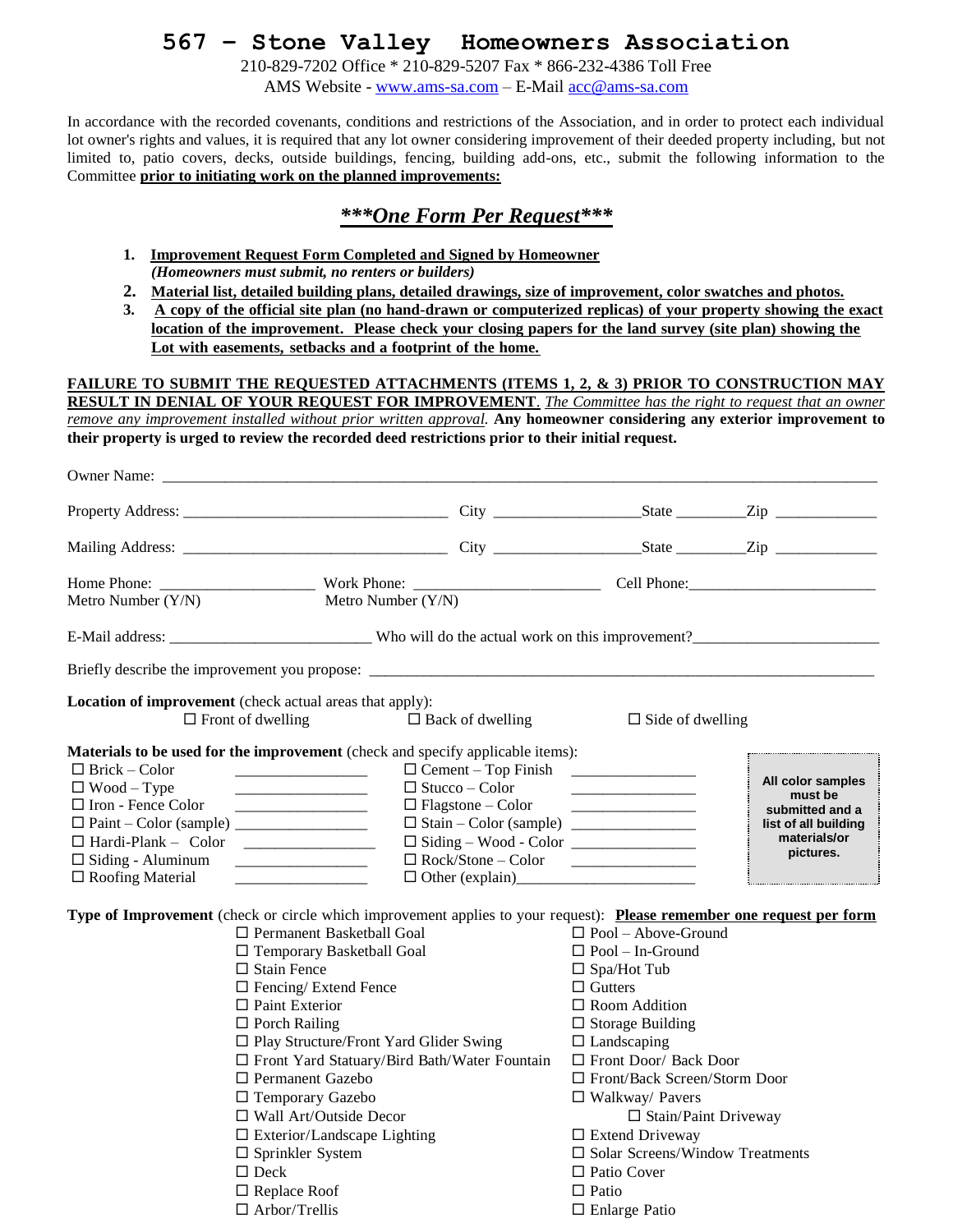# 567 – Stone Valley Homeowners Association

210-829-7202 Office * 210-829-5207 Fax * 866-232-4386 Toll Free
AMS Website - www.ams-sa.com – E-Mail acc@ams-sa.com

In accordance with the recorded covenants, conditions and restrictions of the Association, and in order to protect each individual lot owner's rights and values, it is required that any lot owner considering improvement of their deeded property including, but not limited to, patio covers, decks, outside buildings, fencing, building add-ons, etc., submit the following information to the Committee **prior to initiating work on the planned improvements:**

## ***\*\*\*One Form Per Request\*\*\****

1. **Improvement Request Form Completed and Signed by Homeowner**
   ***(Homeowners must submit, no renters or builders)***
2. **Material list, detailed building plans, detailed drawings, size of improvement, color swatches and photos.**
3. **A copy of the official site plan (no hand-drawn or computerized replicas) of your property showing the exact location of the improvement. Please check your closing papers for the land survey (site plan) showing the Lot with easements, setbacks and a footprint of the home.**

**FAILURE TO SUBMIT THE REQUESTED ATTACHMENTS (ITEMS 1, 2, & 3) PRIOR TO CONSTRUCTION MAY RESULT IN DENIAL OF YOUR REQUEST FOR IMPROVEMENT**. *The Committee has the right to request that an owner remove any improvement installed without prior written approval.* **Any homeowner considering any exterior improvement to their property is urged to review the recorded deed restrictions prior to their initial request.**

Owner Name: ______________________________________________

Property Address: ______________________ City ______________ State ________ Zip __________

Mailing Address: ______________________ City ______________ State ________ Zip __________

Home Phone: ________________ Work Phone: ________________ Cell Phone: ________________
Metro Number (Y/N)    Metro Number (Y/N)

E-Mail address: ________________ Who will do the actual work on this improvement? ________________

Briefly describe the improvement you propose: ______________________________________________

**Location of improvement** (check actual areas that apply):
☐ Front of dwelling    ☐ Back of dwelling    ☐ Side of dwelling

**Materials to be used for the improvement** (check and specify applicable items):

| | |
|---|---|
| ☐ Brick – Color ____________ | ☐ Cement – Top Finish ____________ |
| ☐ Wood – Type ____________ | ☐ Stucco – Color ____________ |
| ☐ Iron - Fence Color ____________ | ☐ Flagstone – Color ____________ |
| ☐ Paint – Color (sample) ____________ | ☐ Stain – Color (sample) ____________ |
| ☐ Hardi-Plank – Color ____________ | ☐ Siding – Wood - Color ____________ |
| ☐ Siding - Aluminum ____________ | ☐ Rock/Stone – Color ____________ |
| ☐ Roofing Material ____________ | ☐ Other (explain) ____________ |

**All color samples must be submitted and a list of all building materials/or pictures.**

**Type of Improvement** (check or circle which improvement applies to your request): **Please remember one request per form**

| | |
|---|---|
| ☐ Permanent Basketball Goal | ☐ Pool – Above-Ground |
| ☐ Temporary Basketball Goal | ☐ Pool – In-Ground |
| ☐ Stain Fence | ☐ Spa/Hot Tub |
| ☐ Fencing/ Extend Fence | ☐ Gutters |
| ☐ Paint Exterior | ☐ Room Addition |
| ☐ Porch Railing | ☐ Storage Building |
| ☐ Play Structure/Front Yard Glider Swing | ☐ Landscaping |
| ☐ Front Yard Statuary/Bird Bath/Water Fountain | ☐ Front Door/ Back Door |
| ☐ Permanent Gazebo | ☐ Front/Back Screen/Storm Door |
| ☐ Temporary Gazebo | ☐ Walkway/ Pavers |
| ☐ Wall Art/Outside Decor | ☐ Stain/Paint Driveway |
| ☐ Exterior/Landscape Lighting | ☐ Extend Driveway |
| ☐ Sprinkler System | ☐ Solar Screens/Window Treatments |
| ☐ Deck | ☐ Patio Cover |
| ☐ Replace Roof | ☐ Patio |
| ☐ Arbor/Trellis | ☐ Enlarge Patio |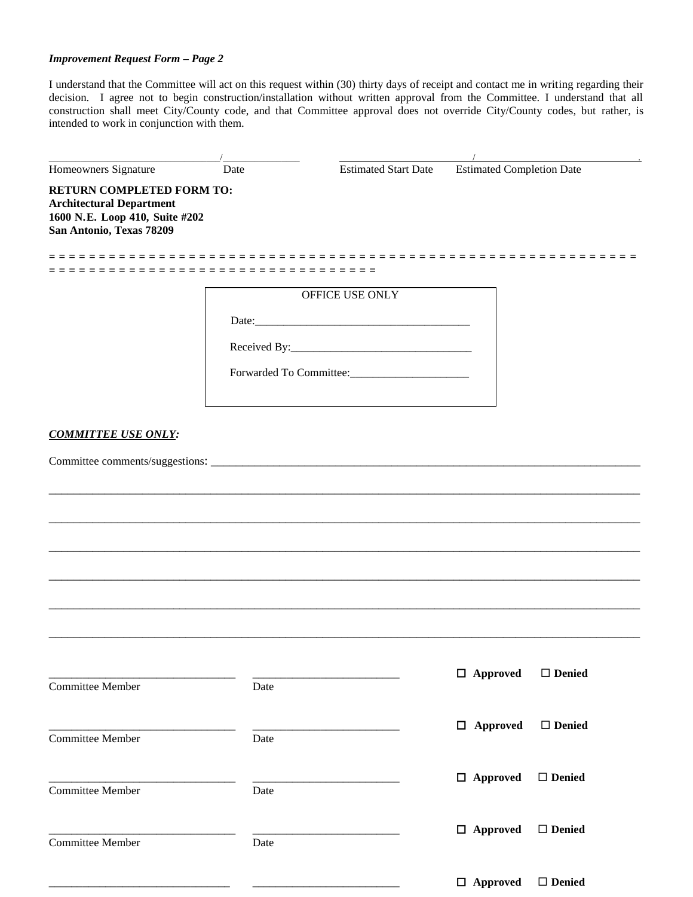***Improvement Request Form – Page 2***

I understand that the Committee will act on this request within (30) thirty days of receipt and contact me in writing regarding their decision. I agree not to begin construction/installation without written approval from the Committee. I understand that all construction shall meet City/County code, and that Committee approval does not override City/County codes, but rather, is intended to work in conjunction with them.

______________________________/______________ ________________________/______________________________.

Homeowners Signature Date Estimated Start Date Estimated Completion Date

**RETURN COMPLETED FORM TO:**
**Architectural Department**
**1600 N.E. Loop 410, Suite #202**
**San Antonio, Texas 78209**

= = = = = = = = = = = = = = = = = = = = = = = = = = = = = = = = = = = = = = = = = = = = = = = = = = = = = = = = = = = = = = = = = = = = = = = = = = = = = = = = = = = = = = = = = = = = = = = = = = = = = = = = = = = = = =

| OFFICE USE ONLY |
|---|
| Date:_____________________________________ |
| Received By:________________________________ |
| Forwarded To Committee:_____________________ |

***COMMITTEE USE ONLY:***

Committee comments/suggestions: ______________________________________________________________________________

___________________________________________________________________________________________________________

___________________________________________________________________________________________________________

___________________________________________________________________________________________________________

___________________________________________________________________________________________________________

___________________________________________________________________________________________________________

___________________________________________________________________________________________________________

________________________________ __________________________ ☐ **Approved** ☐ **Denied**

Committee Member Date

________________________________ __________________________ ☐ **Approved** ☐ **Denied**

Committee Member Date

________________________________ __________________________ ☐ **Approved** ☐ **Denied**

Committee Member Date

________________________________ __________________________ ☐ **Approved** ☐ **Denied**

Committee Member Date

________________________________ __________________________ ☐ **Approved** ☐ **Denied**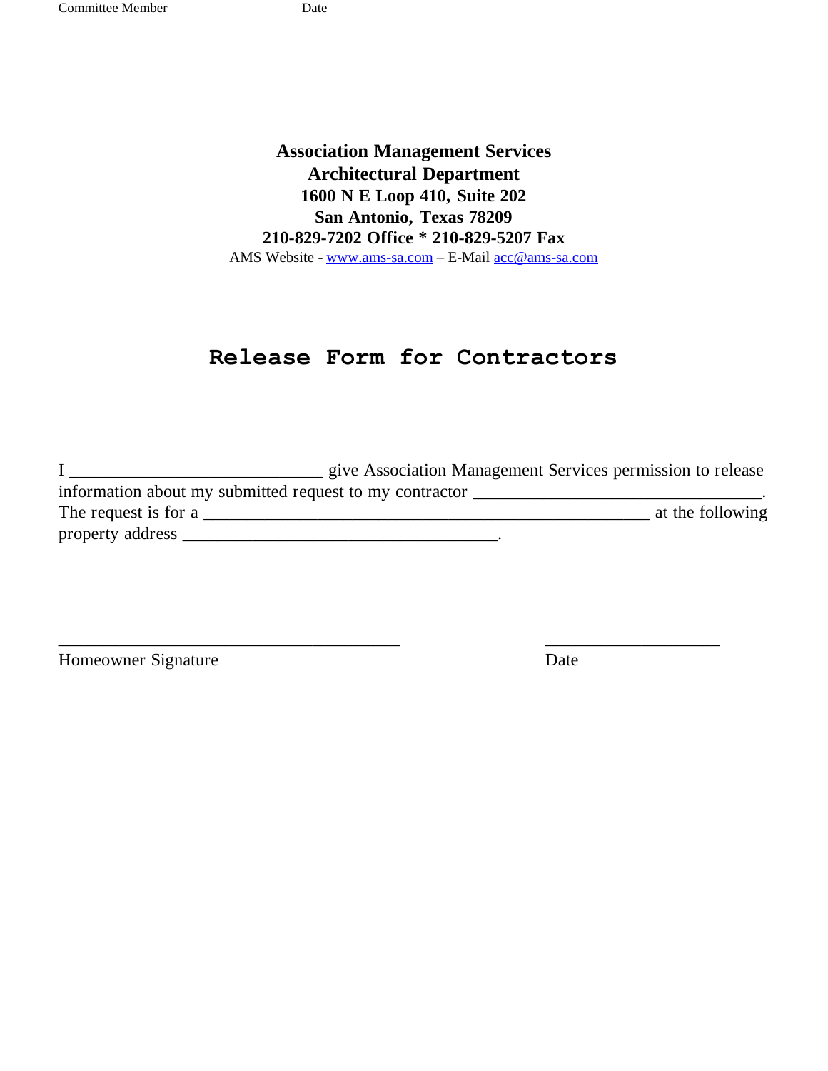Committee Member Date

**Association Management Services**
**Architectural Department**
**1600 N E Loop 410, Suite 202**
**San Antonio, Texas 78209**
**210-829-7202 Office * 210-829-5207 Fax**
AMS Website - www.ams-sa.com – E-Mail acc@ams-sa.com

# Release Form for Contractors

I ____________________________ give Association Management Services permission to release information about my submitted request to my contractor ________________________________. The request is for a __________________________________________________ at the following property address ___________________________________.

______________________________________ ____________________

Homeowner Signature Date